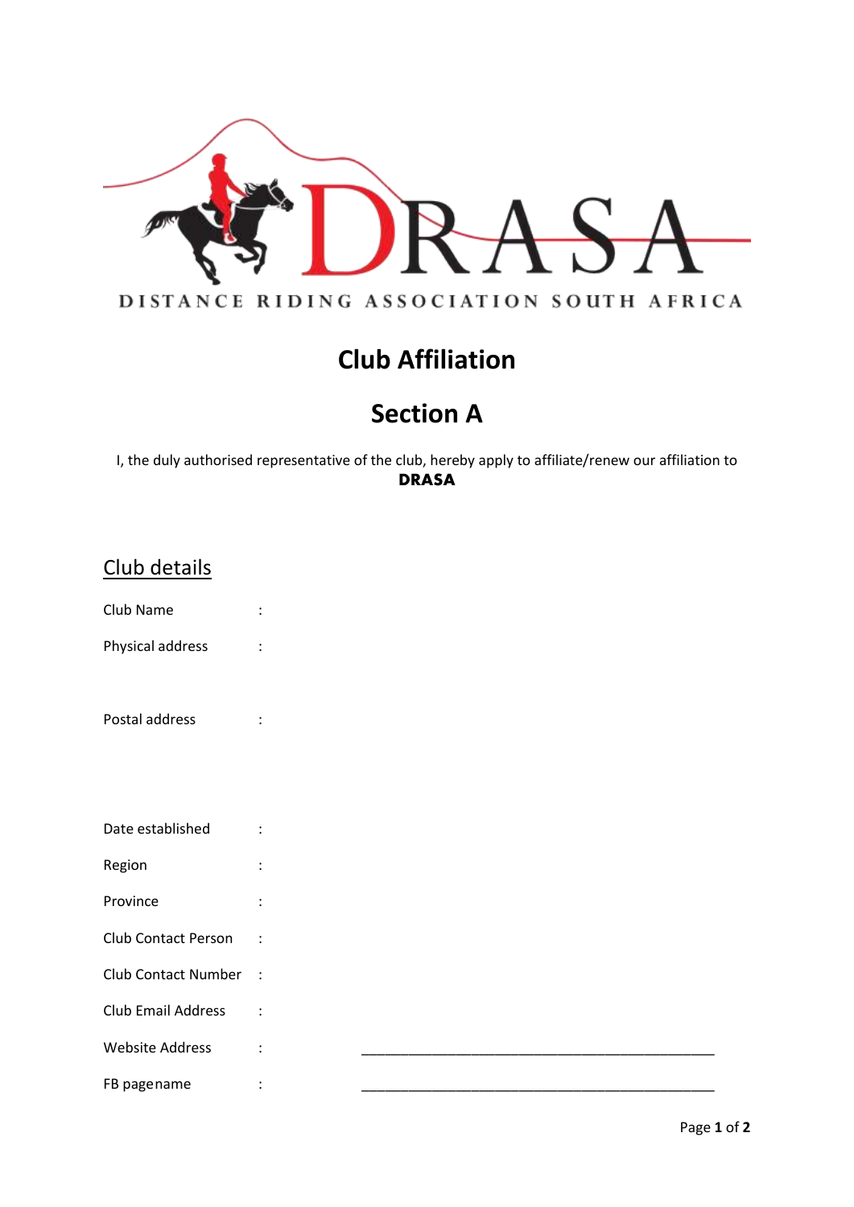DRASA

DISTANCE RIDING ASSOCIATION SOUTH AFRICA

# Club Affiliation

# Section A

I, the duly authorised representative of the club, hereby apply to affiliate/renew our affiliation to **DRASA**

## Club details

Club Name :

Physical address :

Postal address :

Date established :

Region :

Province :

Club Contact Person :

Club Contact Number :

Club Email Address :

Website Address : ______________________________________________

FB pagename : ______________________________________________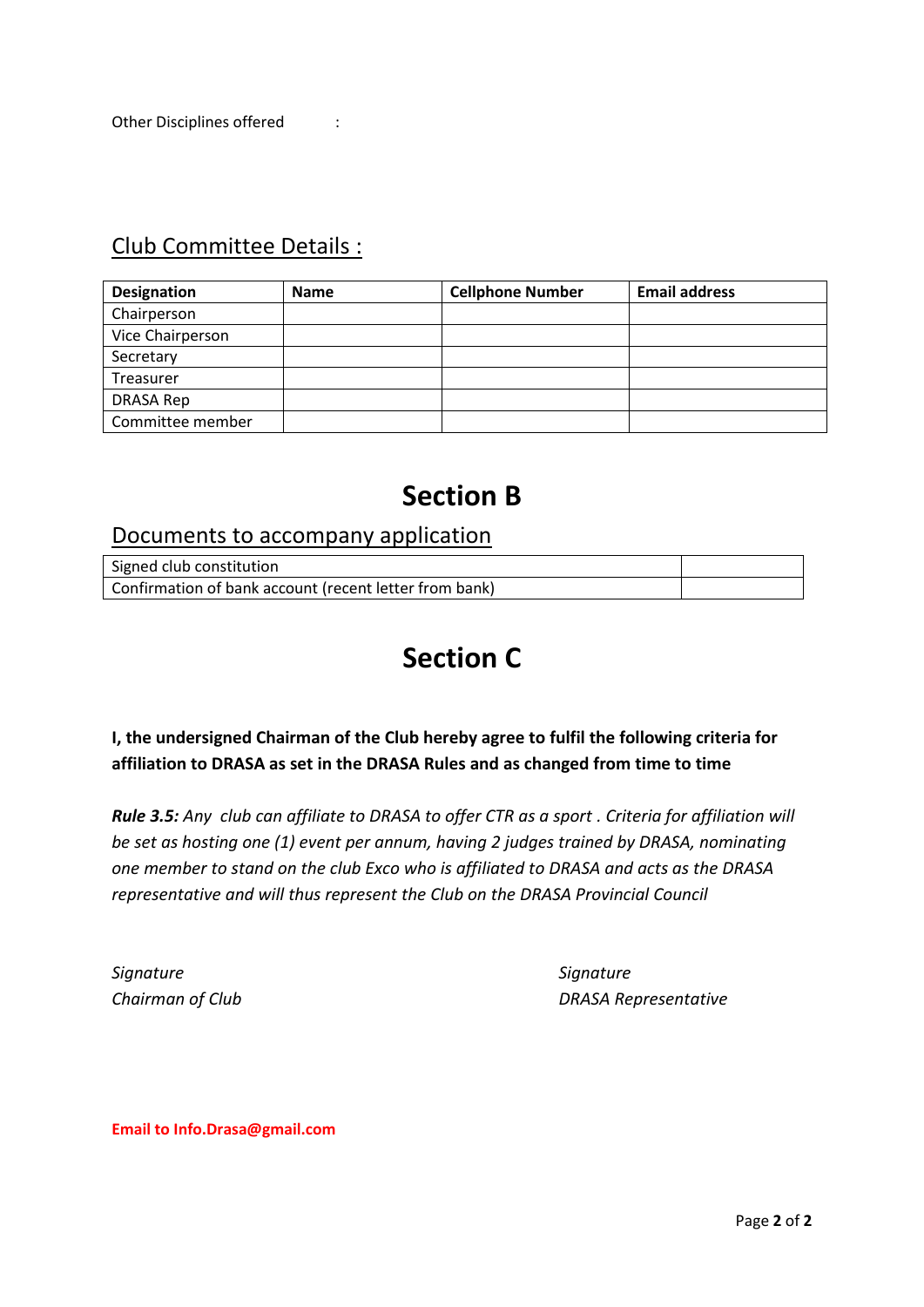Other Disciplines offered :

## Club Committee Details :

| Designation | Name | Cellphone Number | Email address |
| --- | --- | --- | --- |
| Chairperson | | | |
| Vice Chairperson | | | |
| Secretary | | | |
| Treasurer | | | |
| DRASA Rep | | | |
| Committee member | | | |

# Section B

## Documents to accompany application

| | |
| --- | --- |
| Signed club constitution | |
| Confirmation of bank account (recent letter from bank) | |

# Section C

**I, the undersigned Chairman of the Club hereby agree to fulfil the following criteria for affiliation to DRASA as set in the DRASA Rules and as changed from time to time**

***Rule 3.5:*** *Any club can affiliate to DRASA to offer CTR as a sport . Criteria for affiliation will be set as hosting one (1) event per annum, having 2 judges trained by DRASA, nominating one member to stand on the club Exco who is affiliated to DRASA and acts as the DRASA representative and will thus represent the Club on the DRASA Provincial Council*

*Signature*
*Chairman of Club*

*Signature*
*DRASA Representative*

**Email to Info.Drasa@gmail.com**